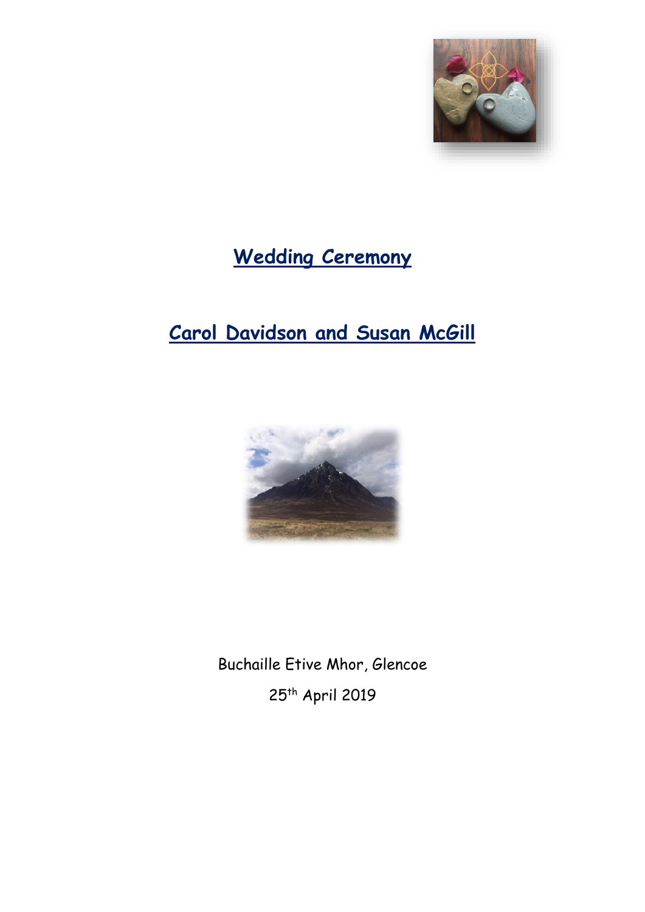# Wedding Ceremony

# Carol Davidson and Susan McGill

Buchaille Etive Mhor, Glencoe

25th April 2019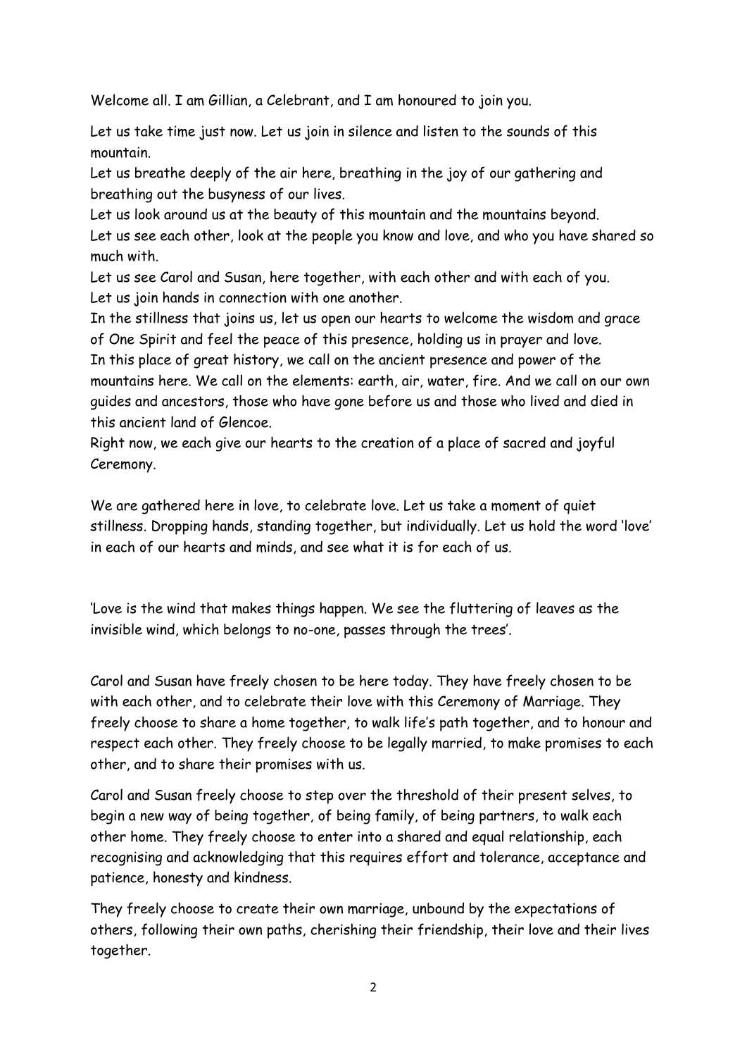Welcome all. I am Gillian, a Celebrant, and I am honoured to join you.

Let us take time just now. Let us join in silence and listen to the sounds of this mountain.
Let us breathe deeply of the air here, breathing in the joy of our gathering and breathing out the busyness of our lives.
Let us look around us at the beauty of this mountain and the mountains beyond.
Let us see each other, look at the people you know and love, and who you have shared so much with.
Let us see Carol and Susan, here together, with each other and with each of you.
Let us join hands in connection with one another.
In the stillness that joins us, let us open our hearts to welcome the wisdom and grace of One Spirit and feel the peace of this presence, holding us in prayer and love.
In this place of great history, we call on the ancient presence and power of the mountains here. We call on the elements: earth, air, water, fire. And we call on our own guides and ancestors, those who have gone before us and those who lived and died in this ancient land of Glencoe.
Right now, we each give our hearts to the creation of a place of sacred and joyful Ceremony.

We are gathered here in love, to celebrate love. Let us take a moment of quiet stillness. Dropping hands, standing together, but individually. Let us hold the word 'love' in each of our hearts and minds, and see what it is for each of us.

'Love is the wind that makes things happen. We see the fluttering of leaves as the invisible wind, which belongs to no-one, passes through the trees'.

Carol and Susan have freely chosen to be here today. They have freely chosen to be with each other, and to celebrate their love with this Ceremony of Marriage. They freely choose to share a home together, to walk life's path together, and to honour and respect each other. They freely choose to be legally married, to make promises to each other, and to share their promises with us.

Carol and Susan freely choose to step over the threshold of their present selves, to begin a new way of being together, of being family, of being partners, to walk each other home. They freely choose to enter into a shared and equal relationship, each recognising and acknowledging that this requires effort and tolerance, acceptance and patience, honesty and kindness.

They freely choose to create their own marriage, unbound by the expectations of others, following their own paths, cherishing their friendship, their love and their lives together.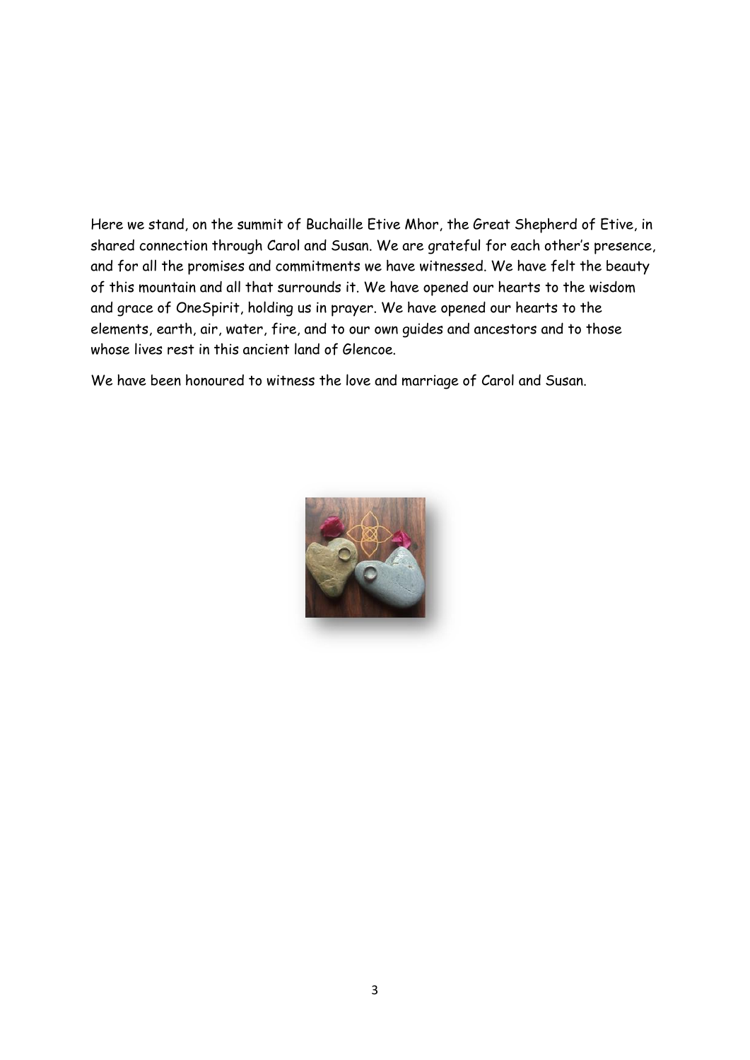Here we stand, on the summit of Buchaille Etive Mhor, the Great Shepherd of Etive, in shared connection through Carol and Susan. We are grateful for each other's presence, and for all the promises and commitments we have witnessed. We have felt the beauty of this mountain and all that surrounds it. We have opened our hearts to the wisdom and grace of OneSpirit, holding us in prayer. We have opened our hearts to the elements, earth, air, water, fire, and to our own guides and ancestors and to those whose lives rest in this ancient land of Glencoe.

We have been honoured to witness the love and marriage of Carol and Susan.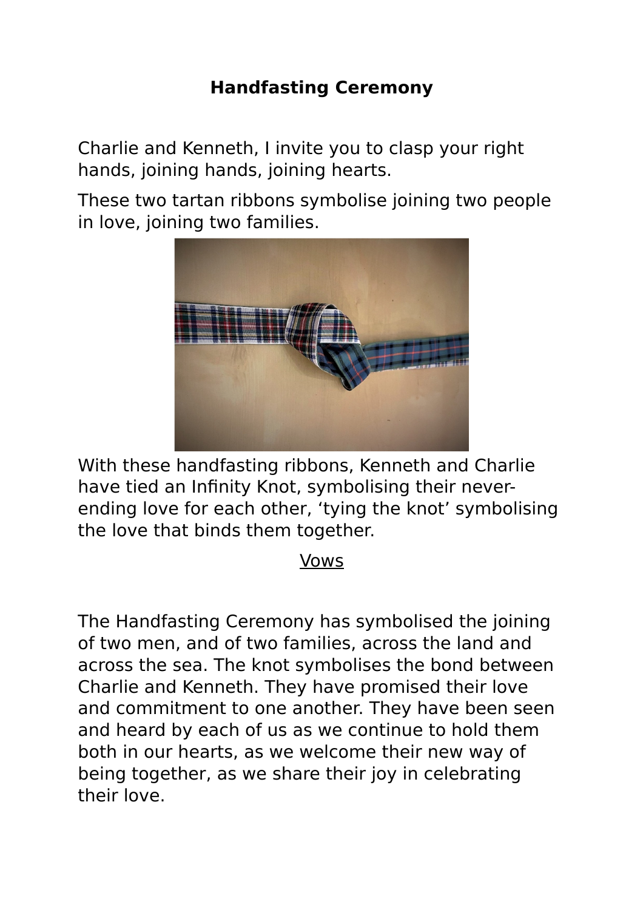**Handfasting Ceremony**

Charlie and Kenneth, I invite you to clasp your right hands, joining hands, joining hearts.

These two tartan ribbons symbolise joining two people in love, joining two families.

With these handfasting ribbons, Kenneth and Charlie have tied an Infinity Knot, symbolising their never-ending love for each other, 'tying the knot' symbolising the love that binds them together.

<u>Vows</u>

The Handfasting Ceremony has symbolised the joining of two men, and of two families, across the land and across the sea. The knot symbolises the bond between Charlie and Kenneth. They have promised their love and commitment to one another. They have been seen and heard by each of us as we continue to hold them both in our hearts, as we welcome their new way of being together, as we share their joy in celebrating their love.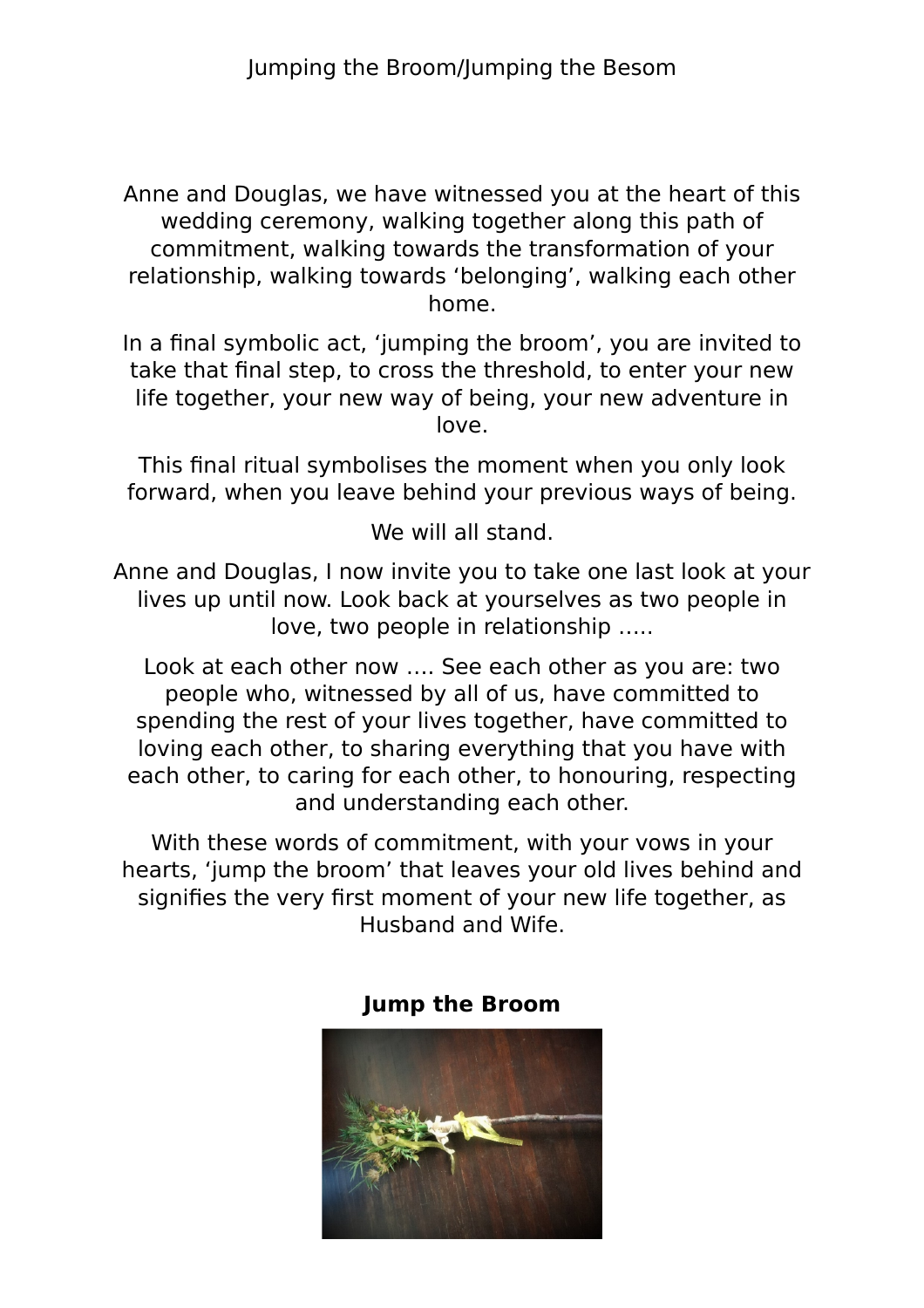# Jumping the Broom/Jumping the Besom

Anne and Douglas, we have witnessed you at the heart of this wedding ceremony, walking together along this path of commitment, walking towards the transformation of your relationship, walking towards 'belonging', walking each other home.

In a final symbolic act, 'jumping the broom', you are invited to take that final step, to cross the threshold, to enter your new life together, your new way of being, your new adventure in love.

This final ritual symbolises the moment when you only look forward, when you leave behind your previous ways of being.

We will all stand.

Anne and Douglas, I now invite you to take one last look at your lives up until now. Look back at yourselves as two people in love, two people in relationship .....

Look at each other now .... See each other as you are: two people who, witnessed by all of us, have committed to spending the rest of your lives together, have committed to loving each other, to sharing everything that you have with each other, to caring for each other, to honouring, respecting and understanding each other.

With these words of commitment, with your vows in your hearts, 'jump the broom' that leaves your old lives behind and signifies the very first moment of your new life together, as Husband and Wife.

**Jump the Broom**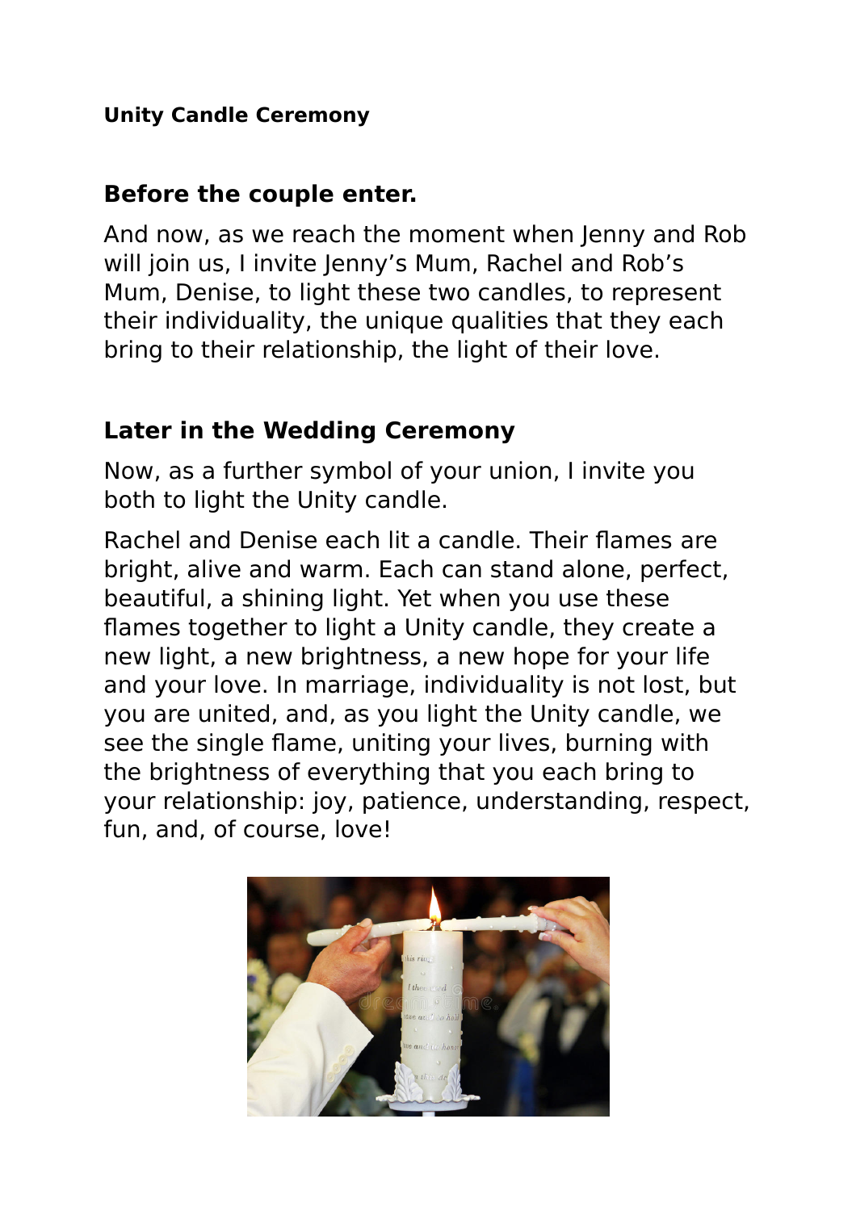**Unity Candle Ceremony**

## Before the couple enter.

And now, as we reach the moment when Jenny and Rob will join us, I invite Jenny's Mum, Rachel and Rob's Mum, Denise, to light these two candles, to represent their individuality, the unique qualities that they each bring to their relationship, the light of their love.

## Later in the Wedding Ceremony

Now, as a further symbol of your union, I invite you both to light the Unity candle.

Rachel and Denise each lit a candle. Their flames are bright, alive and warm. Each can stand alone, perfect, beautiful, a shining light. Yet when you use these flames together to light a Unity candle, they create a new light, a new brightness, a new hope for your life and your love. In marriage, individuality is not lost, but you are united, and, as you light the Unity candle, we see the single flame, uniting your lives, burning with the brightness of everything that you each bring to your relationship: joy, patience, understanding, respect, fun, and, of course, love!